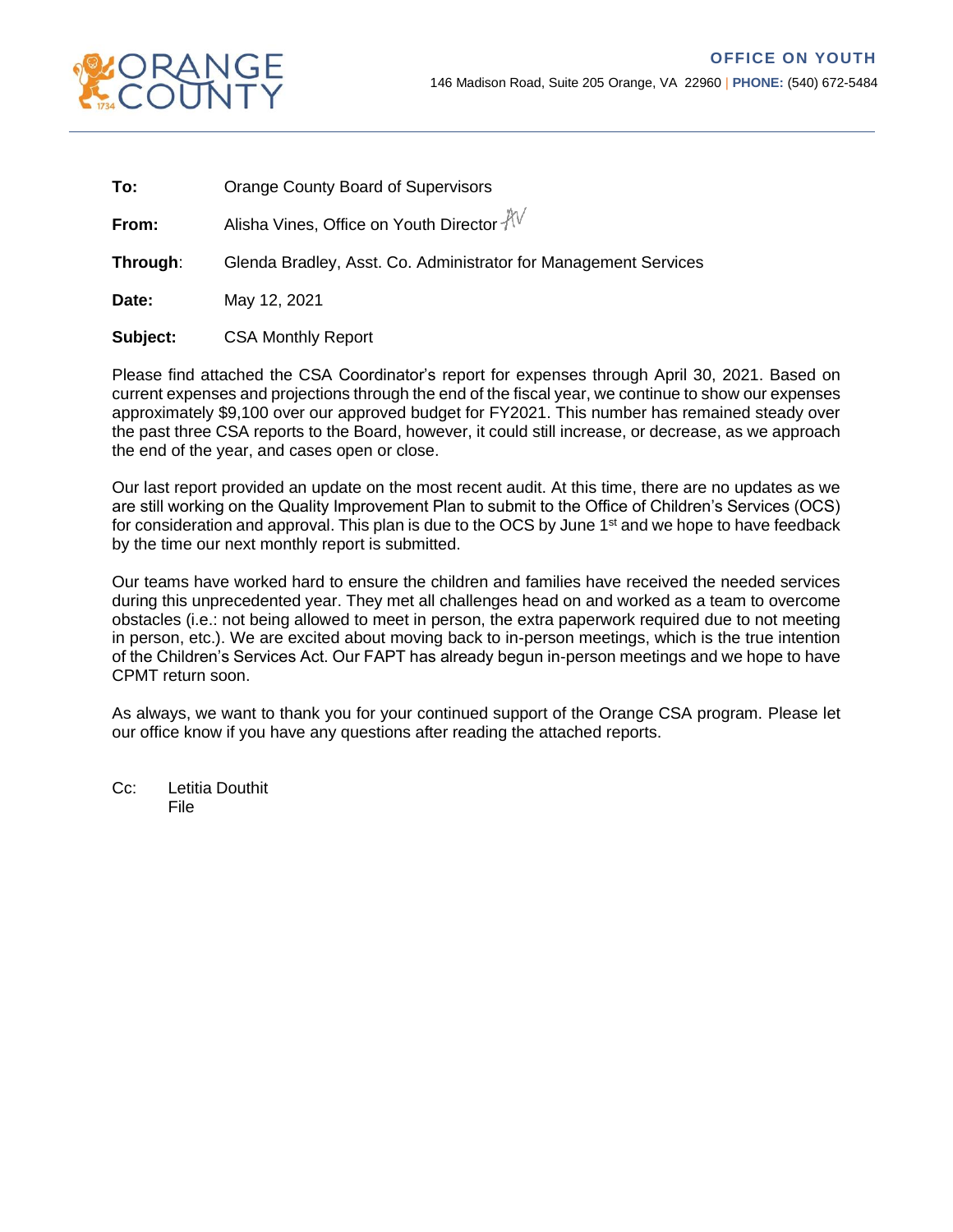ORANGE COUNTY 1734

**OFFICE ON YOUTH**

146 Madison Road, Suite 205 Orange, VA 22960 | **PHONE:** (540) 672-5484

---

**To:** Orange County Board of Supervisors

**From:** Alisha Vines, Office on Youth Director AV

**Through**: Glenda Bradley, Asst. Co. Administrator for Management Services

**Date:** May 12, 2021

**Subject:** CSA Monthly Report

Please find attached the CSA Coordinator's report for expenses through April 30, 2021. Based on current expenses and projections through the end of the fiscal year, we continue to show our expenses approximately $9,100 over our approved budget for FY2021. This number has remained steady over the past three CSA reports to the Board, however, it could still increase, or decrease, as we approach the end of the year, and cases open or close.

Our last report provided an update on the most recent audit. At this time, there are no updates as we are still working on the Quality Improvement Plan to submit to the Office of Children's Services (OCS) for consideration and approval. This plan is due to the OCS by June 1st and we hope to have feedback by the time our next monthly report is submitted.

Our teams have worked hard to ensure the children and families have received the needed services during this unprecedented year. They met all challenges head on and worked as a team to overcome obstacles (i.e.: not being allowed to meet in person, the extra paperwork required due to not meeting in person, etc.). We are excited about moving back to in-person meetings, which is the true intention of the Children's Services Act. Our FAPT has already begun in-person meetings and we hope to have CPMT return soon.

As always, we want to thank you for your continued support of the Orange CSA program. Please let our office know if you have any questions after reading the attached reports.

Cc: Letitia Douthit
File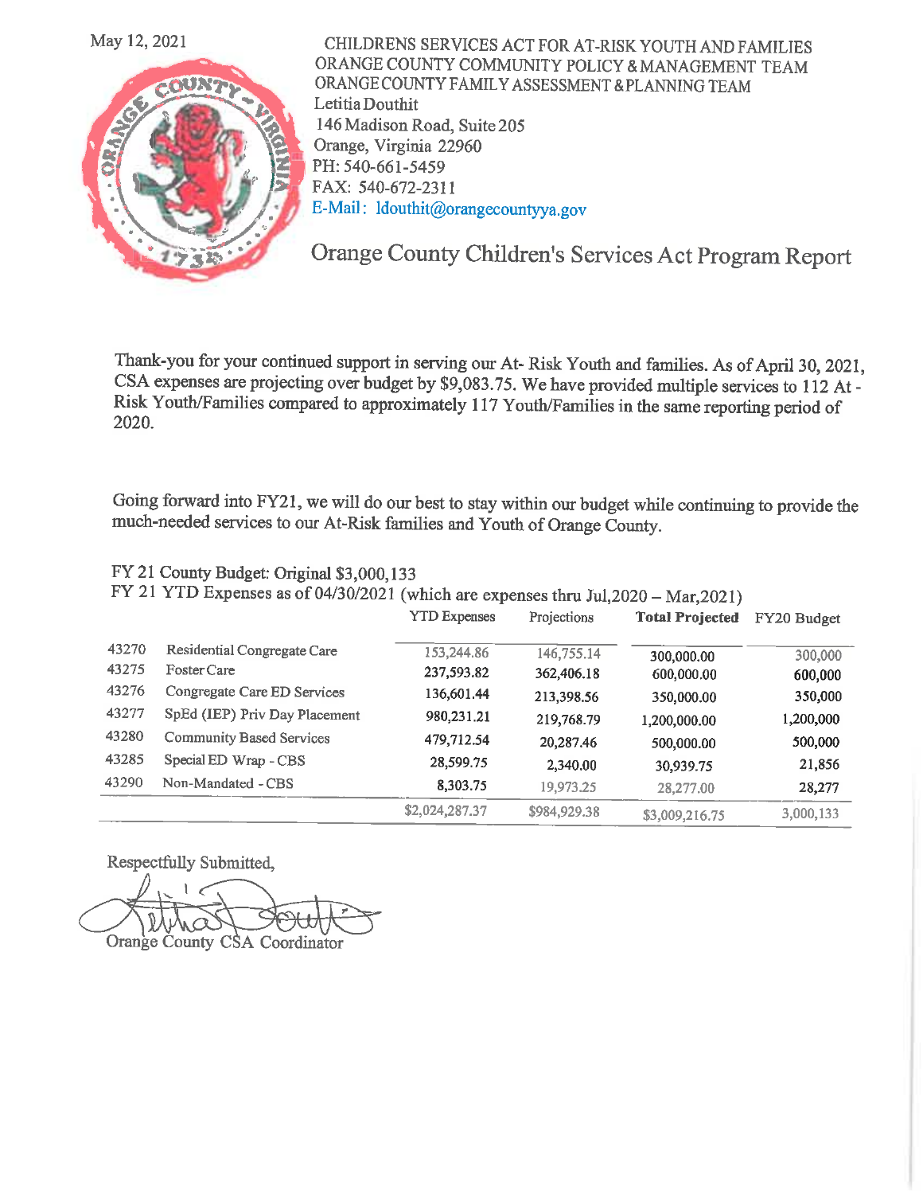May 12, 2021

CHILDRENS SERVICES ACT FOR AT-RISK YOUTH AND FAMILIES
ORANGE COUNTY COMMUNITY POLICY & MANAGEMENT TEAM
ORANGE COUNTY FAMILY ASSESSMENT & PLANNING TEAM
Letitia Douthit
146 Madison Road, Suite 205
Orange, Virginia 22960
PH: 540-661-5459
FAX: 540-672-2311
E-Mail: ldouthit@orangecountyva.gov

# Orange County Children's Services Act Program Report

Thank-you for your continued support in serving our At- Risk Youth and families. As of April 30, 2021, CSA expenses are projecting over budget by $9,083.75. We have provided multiple services to 112 At - Risk Youth/Families compared to approximately 117 Youth/Families in the same reporting period of 2020.

Going forward into FY21, we will do our best to stay within our budget while continuing to provide the much-needed services to our At-Risk families and Youth of Orange County.

FY 21 County Budget: Original $3,000,133

FY 21 YTD Expenses as of 04/30/2021 (which are expenses thru Jul,2020 – Mar,2021)

| | | YTD Expenses | Projections | **Total Projected** | FY20 Budget |
|---|---|---|---|---|---|
| 43270 | Residential Congregate Care | 153,244.86 | 146,755.14 | 300,000.00 | 300,000 |
| 43275 | Foster Care | 237,593.82 | 362,406.18 | 600,000.00 | 600,000 |
| 43276 | Congregate Care ED Services | 136,601.44 | 213,398.56 | 350,000.00 | 350,000 |
| 43277 | SpEd (IEP) Priv Day Placement | 980,231.21 | 219,768.79 | 1,200,000.00 | 1,200,000 |
| 43280 | Community Based Services | 479,712.54 | 20,287.46 | 500,000.00 | 500,000 |
| 43285 | Special ED Wrap - CBS | 28,599.75 | 2,340.00 | 30,939.75 | 21,856 |
| 43290 | Non-Mandated - CBS | 8,303.75 | 19,973.25 | 28,277.00 | 28,277 |
| | | $2,024,287.37 | $984,929.38 | $3,009,216.75 | 3,000,133 |

Respectfully Submitted,

Orange County CSA Coordinator